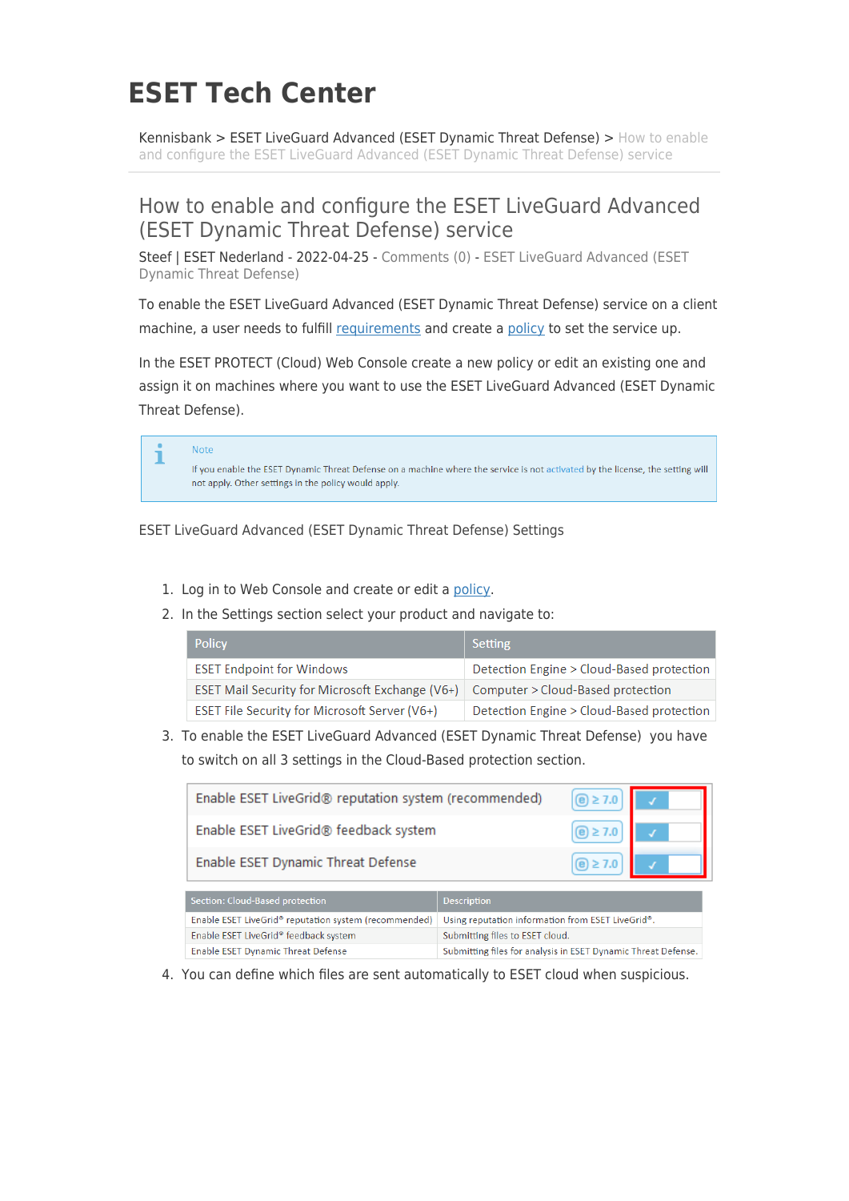# ESET Tech Center

Kennisbank > ESET LiveGuard Advanced (ESET Dynamic Threat Defense) > How to enable and configure the ESET LiveGuard Advanced (ESET Dynamic Threat Defense) service

## How to enable and configure the ESET LiveGuard Advanced (ESET Dynamic Threat Defense) service

Steef | ESET Nederland - 2022-04-25 - Comments (0) - ESET LiveGuard Advanced (ESET Dynamic Threat Defense)

To enable the ESET LiveGuard Advanced (ESET Dynamic Threat Defense) service on a client machine, a user needs to fulfill requirements and create a policy to set the service up.

In the ESET PROTECT (Cloud) Web Console create a new policy or edit an existing one and assign it on machines where you want to use the ESET LiveGuard Advanced (ESET Dynamic Threat Defense).

> Note
>
> If you enable the ESET Dynamic Threat Defense on a machine where the service is not activated by the license, the setting will not apply. Other settings in the policy would apply.

ESET LiveGuard Advanced (ESET Dynamic Threat Defense) Settings

1. Log in to Web Console and create or edit a policy.
2. In the Settings section select your product and navigate to:

| Policy | Setting |
|---|---|
| ESET Endpoint for Windows | Detection Engine > Cloud-Based protection |
| ESET Mail Security for Microsoft Exchange (V6+) | Computer > Cloud-Based protection |
| ESET File Security for Microsoft Server (V6+) | Detection Engine > Cloud-Based protection |

3. To enable the ESET LiveGuard Advanced (ESET Dynamic Threat Defense) you have to switch on all 3 settings in the Cloud-Based protection section.

| Setting | Version | State |
|---|---|---|
| Enable ESET LiveGrid® reputation system (recommended) | ≥ 7.0 | ✓ |
| Enable ESET LiveGrid® feedback system | ≥ 7.0 | ✓ |
| Enable ESET Dynamic Threat Defense | ≥ 7.0 | ✓ |

| Section: Cloud-Based protection | Description |
|---|---|
| Enable ESET LiveGrid® reputation system (recommended) | Using reputation information from ESET LiveGrid®. |
| Enable ESET LiveGrid® feedback system | Submitting files to ESET cloud. |
| Enable ESET Dynamic Threat Defense | Submitting files for analysis in ESET Dynamic Threat Defense. |

4. You can define which files are sent automatically to ESET cloud when suspicious.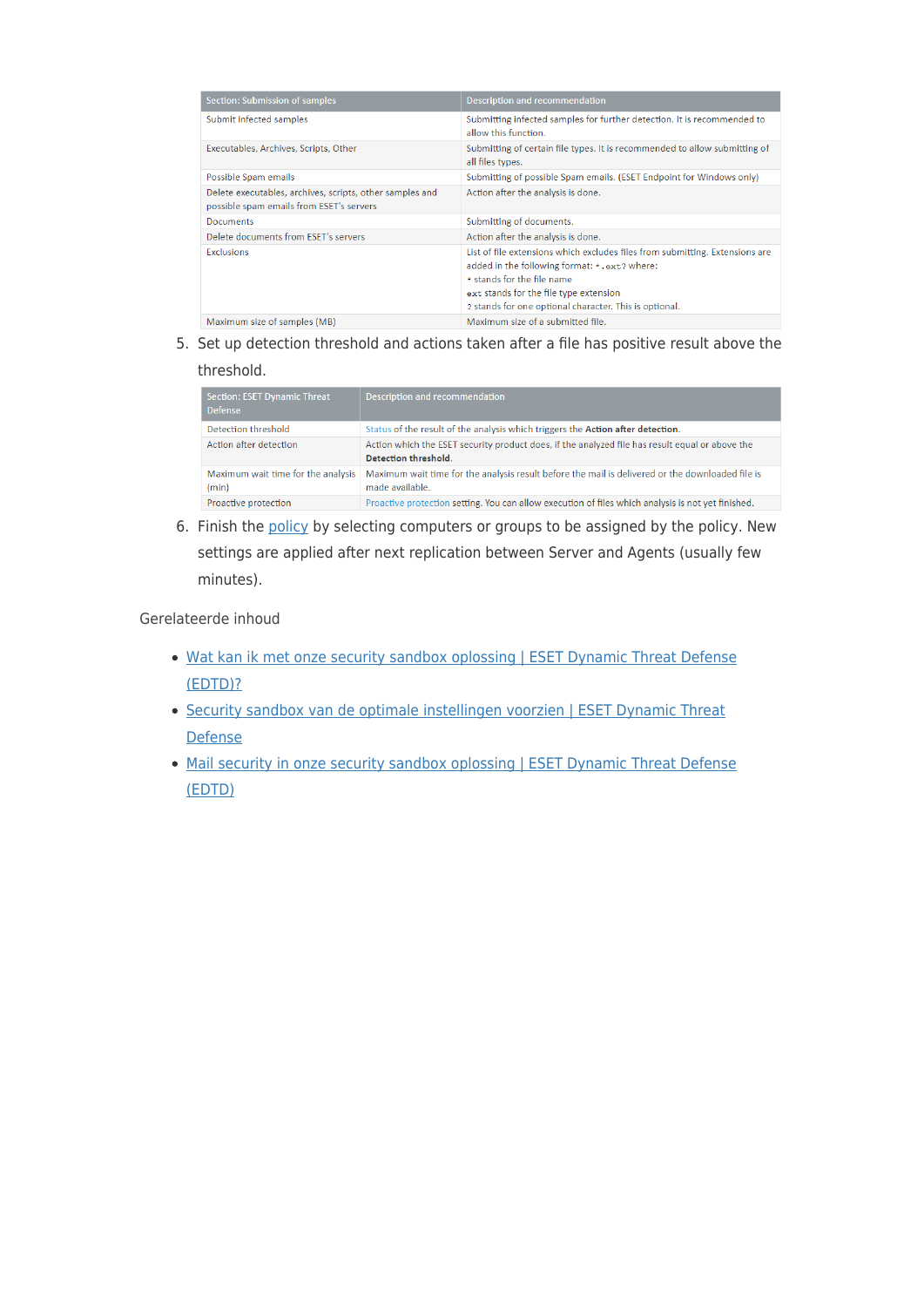| Section: Submission of samples | Description and recommendation |
| --- | --- |
| Submit infected samples | Submitting infected samples for further detection. It is recommended to allow this function. |
| Executables, Archives, Scripts, Other | Submitting of certain file types. It is recommended to allow submitting of all files types. |
| Possible Spam emails | Submitting of possible Spam emails. (ESET Endpoint for Windows only) |
| Delete executables, archives, scripts, other samples and possible spam emails from ESET's servers | Action after the analysis is done. |
| Documents | Submitting of documents. |
| Delete documents from ESET's servers | Action after the analysis is done. |
| Exclusions | List of file extensions which excludes files from submitting. Extensions are added in the following format: `*.ext?` where:<br>`*` stands for the file name<br>`ext` stands for the file type extension<br>`?` stands for one optional character. This is optional. |
| Maximum size of samples (MB) | Maximum size of a submitted file. |

5. Set up detection threshold and actions taken after a file has positive result above the threshold.

| Section: ESET Dynamic Threat Defense | Description and recommendation |
| --- | --- |
| Detection threshold | Status of the result of the analysis which triggers the **Action after detection**. |
| Action after detection | Action which the ESET security product does, if the analyzed file has result equal or above the **Detection threshold**. |
| Maximum wait time for the analysis (min) | Maximum wait time for the analysis result before the mail is delivered or the downloaded file is made available. |
| Proactive protection | Proactive protection setting. You can allow execution of files which analysis is not yet finished. |

6. Finish the policy by selecting computers or groups to be assigned by the policy. New settings are applied after next replication between Server and Agents (usually few minutes).

Gerelateerde inhoud

- Wat kan ik met onze security sandbox oplossing | ESET Dynamic Threat Defense (EDTD)?
- Security sandbox van de optimale instellingen voorzien | ESET Dynamic Threat Defense
- Mail security in onze security sandbox oplossing | ESET Dynamic Threat Defense (EDTD)